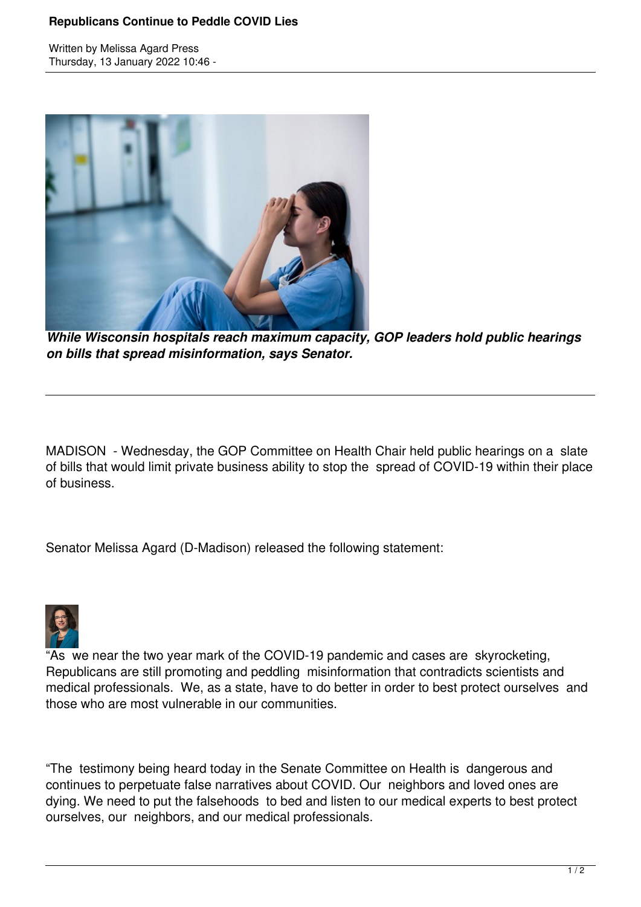# Republicans Continue to Peddle COVID Lies

Written by Melissa Agard Press
Thursday, 13 January 2022 10:46 -

***While Wisconsin hospitals reach maximum capacity, GOP leaders hold public hearings on bills that spread misinformation, says Senator.***

---

MADISON - Wednesday, the GOP Committee on Health Chair held public hearings on a slate of bills that would limit private business ability to stop the spread of COVID-19 within their place of business.

Senator Melissa Agard (D-Madison) released the following statement:

"As we near the two year mark of the COVID-19 pandemic and cases are skyrocketing, Republicans are still promoting and peddling misinformation that contradicts scientists and medical professionals. We, as a state, have to do better in order to best protect ourselves and those who are most vulnerable in our communities.

"The testimony being heard today in the Senate Committee on Health is dangerous and continues to perpetuate false narratives about COVID. Our neighbors and loved ones are dying. We need to put the falsehoods to bed and listen to our medical experts to best protect ourselves, our neighbors, and our medical professionals.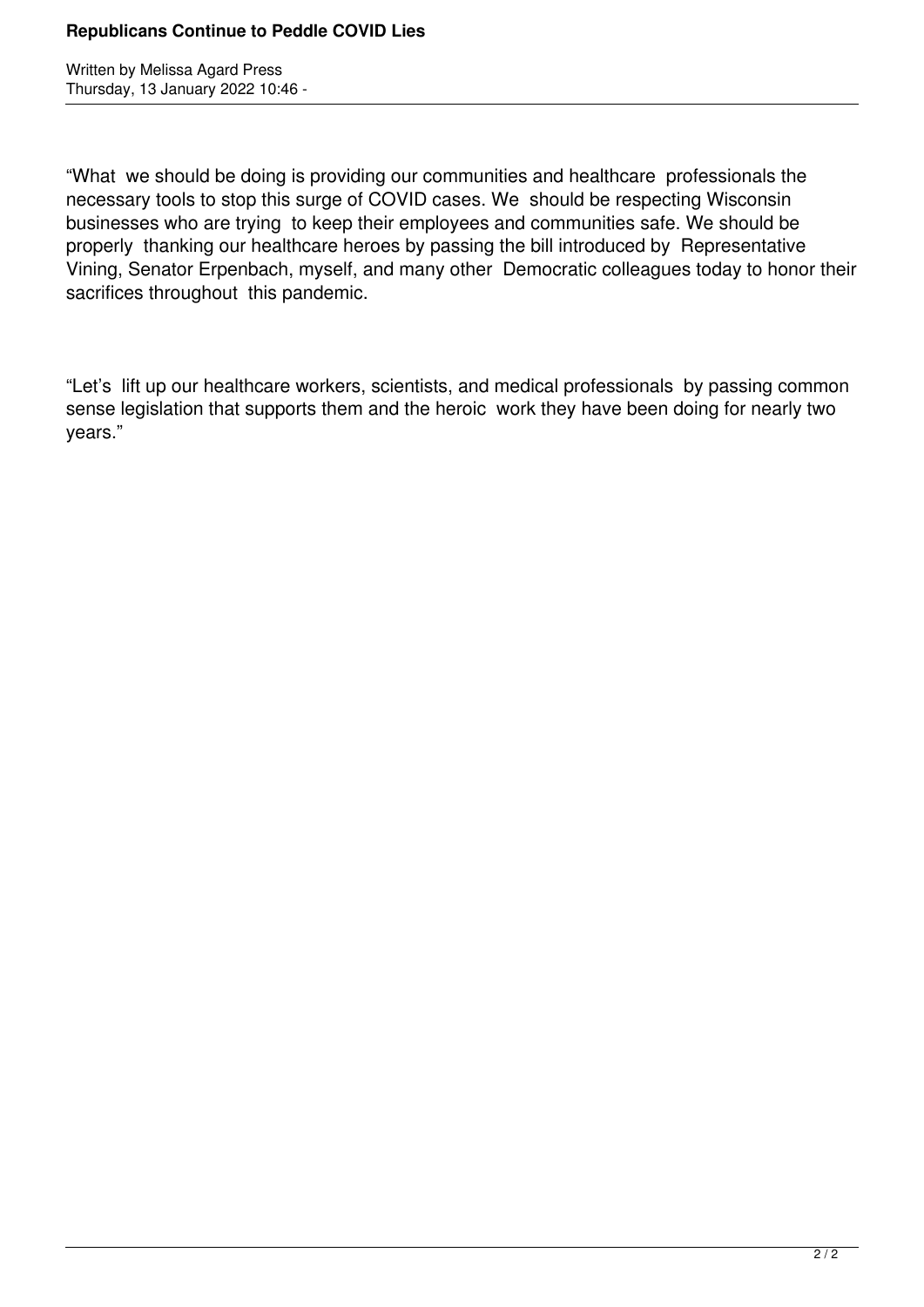“What we should be doing is providing our communities and healthcare professionals the necessary tools to stop this surge of COVID cases. We should be respecting Wisconsin businesses who are trying to keep their employees and communities safe. We should be properly thanking our healthcare heroes by passing the bill introduced by Representative Vining, Senator Erpenbach, myself, and many other Democratic colleagues today to honor their sacrifices throughout this pandemic.

“Let’s lift up our healthcare workers, scientists, and medical professionals by passing common sense legislation that supports them and the heroic work they have been doing for nearly two years.”